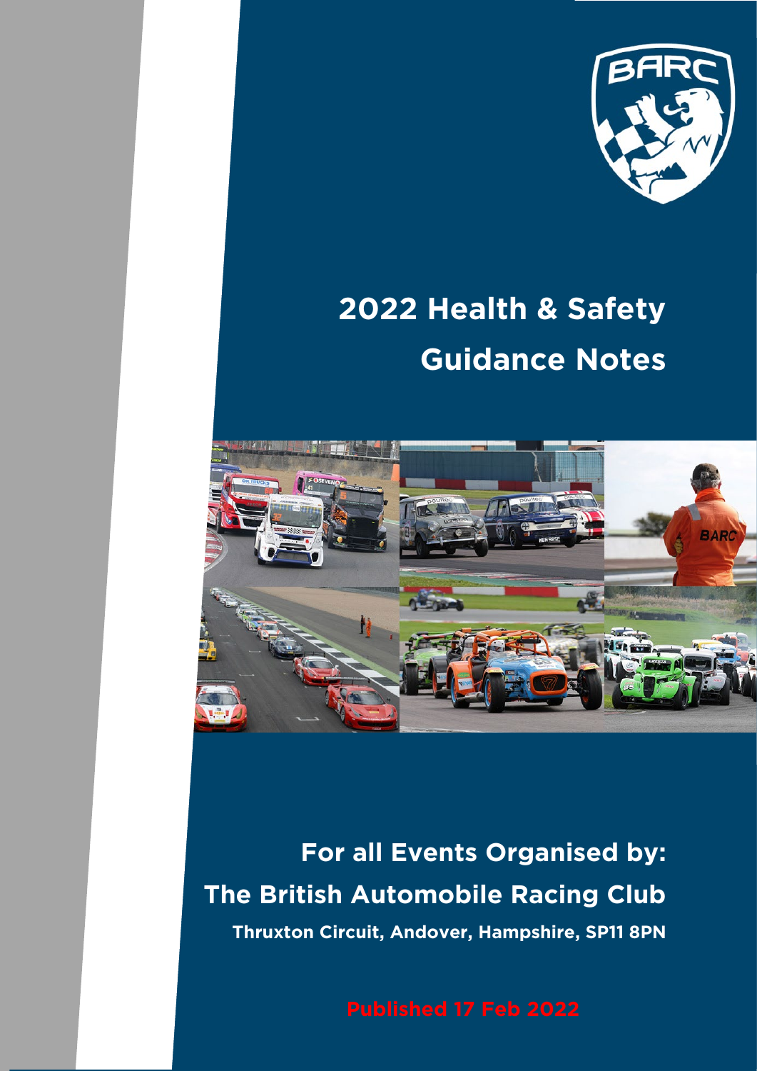# 2022 Health & Safety Guidance Notes

## For all Events Organised by:

## The British Automobile Racing Club

**Thruxton Circuit, Andover, Hampshire, SP11 8PN**

**Published 17 Feb 2022**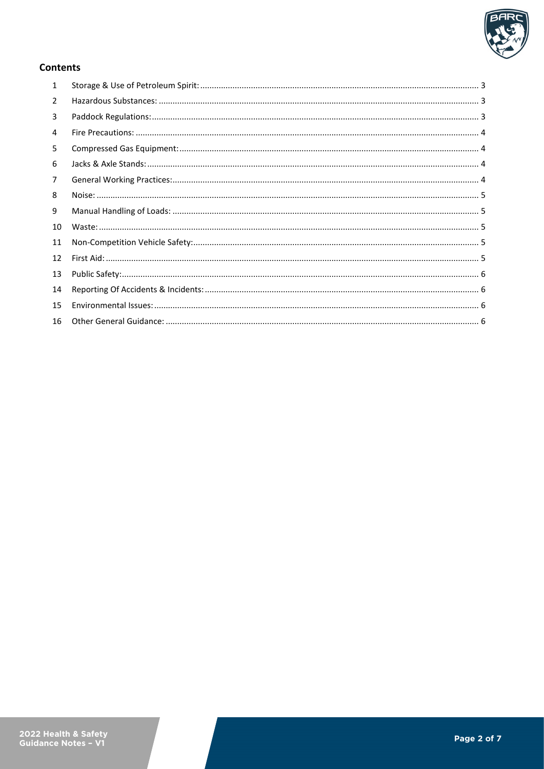## Contents

| | | |
|---|---|---|
| 1 | Storage & Use of Petroleum Spirit: | 3 |
| 2 | Hazardous Substances: | 3 |
| 3 | Paddock Regulations: | 3 |
| 4 | Fire Precautions: | 4 |
| 5 | Compressed Gas Equipment: | 4 |
| 6 | Jacks & Axle Stands: | 4 |
| 7 | General Working Practices: | 4 |
| 8 | Noise: | 5 |
| 9 | Manual Handling of Loads: | 5 |
| 10 | Waste: | 5 |
| 11 | Non-Competition Vehicle Safety: | 5 |
| 12 | First Aid: | 5 |
| 13 | Public Safety: | 6 |
| 14 | Reporting Of Accidents & Incidents: | 6 |
| 15 | Environmental Issues: | 6 |
| 16 | Other General Guidance: | 6 |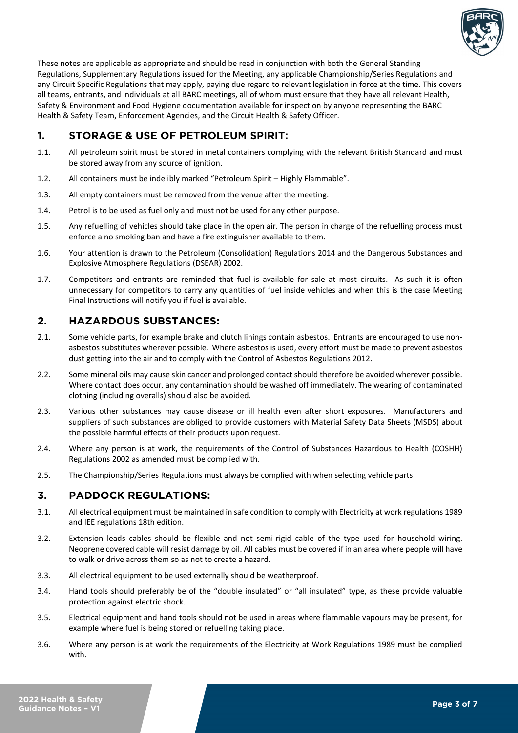These notes are applicable as appropriate and should be read in conjunction with both the General Standing Regulations, Supplementary Regulations issued for the Meeting, any applicable Championship/Series Regulations and any Circuit Specific Regulations that may apply, paying due regard to relevant legislation in force at the time. This covers all teams, entrants, and individuals at all BARC meetings, all of whom must ensure that they have all relevant Health, Safety & Environment and Food Hygiene documentation available for inspection by anyone representing the BARC Health & Safety Team, Enforcement Agencies, and the Circuit Health & Safety Officer.

## 1. STORAGE & USE OF PETROLEUM SPIRIT:

1.1. All petroleum spirit must be stored in metal containers complying with the relevant British Standard and must be stored away from any source of ignition.

1.2. All containers must be indelibly marked "Petroleum Spirit – Highly Flammable".

1.3. All empty containers must be removed from the venue after the meeting.

1.4. Petrol is to be used as fuel only and must not be used for any other purpose.

1.5. Any refuelling of vehicles should take place in the open air. The person in charge of the refuelling process must enforce a no smoking ban and have a fire extinguisher available to them.

1.6. Your attention is drawn to the Petroleum (Consolidation) Regulations 2014 and the Dangerous Substances and Explosive Atmosphere Regulations (DSEAR) 2002.

1.7. Competitors and entrants are reminded that fuel is available for sale at most circuits. As such it is often unnecessary for competitors to carry any quantities of fuel inside vehicles and when this is the case Meeting Final Instructions will notify you if fuel is available.

## 2. HAZARDOUS SUBSTANCES:

2.1. Some vehicle parts, for example brake and clutch linings contain asbestos. Entrants are encouraged to use non-asbestos substitutes wherever possible. Where asbestos is used, every effort must be made to prevent asbestos dust getting into the air and to comply with the Control of Asbestos Regulations 2012.

2.2. Some mineral oils may cause skin cancer and prolonged contact should therefore be avoided wherever possible. Where contact does occur, any contamination should be washed off immediately. The wearing of contaminated clothing (including overalls) should also be avoided.

2.3. Various other substances may cause disease or ill health even after short exposures. Manufacturers and suppliers of such substances are obliged to provide customers with Material Safety Data Sheets (MSDS) about the possible harmful effects of their products upon request.

2.4. Where any person is at work, the requirements of the Control of Substances Hazardous to Health (COSHH) Regulations 2002 as amended must be complied with.

2.5. The Championship/Series Regulations must always be complied with when selecting vehicle parts.

## 3. PADDOCK REGULATIONS:

3.1. All electrical equipment must be maintained in safe condition to comply with Electricity at work regulations 1989 and IEE regulations 18th edition.

3.2. Extension leads cables should be flexible and not semi-rigid cable of the type used for household wiring. Neoprene covered cable will resist damage by oil. All cables must be covered if in an area where people will have to walk or drive across them so as not to create a hazard.

3.3. All electrical equipment to be used externally should be weatherproof.

3.4. Hand tools should preferably be of the "double insulated" or "all insulated" type, as these provide valuable protection against electric shock.

3.5. Electrical equipment and hand tools should not be used in areas where flammable vapours may be present, for example where fuel is being stored or refuelling taking place.

3.6. Where any person is at work the requirements of the Electricity at Work Regulations 1989 must be complied with.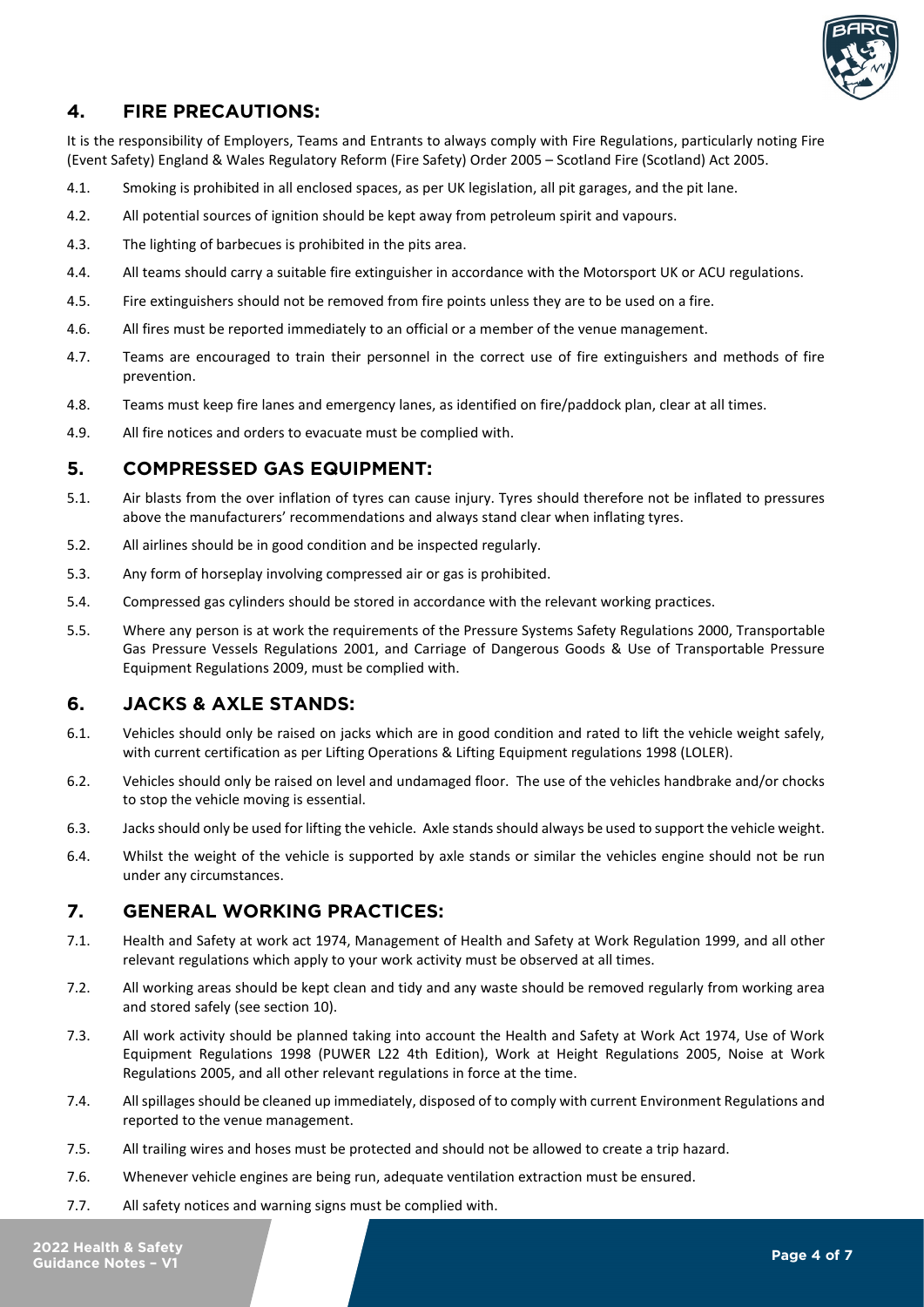## 4. FIRE PRECAUTIONS:

It is the responsibility of Employers, Teams and Entrants to always comply with Fire Regulations, particularly noting Fire (Event Safety) England & Wales Regulatory Reform (Fire Safety) Order 2005 – Scotland Fire (Scotland) Act 2005.

4.1. Smoking is prohibited in all enclosed spaces, as per UK legislation, all pit garages, and the pit lane.

4.2. All potential sources of ignition should be kept away from petroleum spirit and vapours.

4.3. The lighting of barbecues is prohibited in the pits area.

4.4. All teams should carry a suitable fire extinguisher in accordance with the Motorsport UK or ACU regulations.

4.5. Fire extinguishers should not be removed from fire points unless they are to be used on a fire.

4.6. All fires must be reported immediately to an official or a member of the venue management.

4.7. Teams are encouraged to train their personnel in the correct use of fire extinguishers and methods of fire prevention.

4.8. Teams must keep fire lanes and emergency lanes, as identified on fire/paddock plan, clear at all times.

4.9. All fire notices and orders to evacuate must be complied with.

## 5. COMPRESSED GAS EQUIPMENT:

5.1. Air blasts from the over inflation of tyres can cause injury. Tyres should therefore not be inflated to pressures above the manufacturers' recommendations and always stand clear when inflating tyres.

5.2. All airlines should be in good condition and be inspected regularly.

5.3. Any form of horseplay involving compressed air or gas is prohibited.

5.4. Compressed gas cylinders should be stored in accordance with the relevant working practices.

5.5. Where any person is at work the requirements of the Pressure Systems Safety Regulations 2000, Transportable Gas Pressure Vessels Regulations 2001, and Carriage of Dangerous Goods & Use of Transportable Pressure Equipment Regulations 2009, must be complied with.

## 6. JACKS & AXLE STANDS:

6.1. Vehicles should only be raised on jacks which are in good condition and rated to lift the vehicle weight safely, with current certification as per Lifting Operations & Lifting Equipment regulations 1998 (LOLER).

6.2. Vehicles should only be raised on level and undamaged floor. The use of the vehicles handbrake and/or chocks to stop the vehicle moving is essential.

6.3. Jacks should only be used for lifting the vehicle. Axle stands should always be used to support the vehicle weight.

6.4. Whilst the weight of the vehicle is supported by axle stands or similar the vehicles engine should not be run under any circumstances.

## 7. GENERAL WORKING PRACTICES:

7.1. Health and Safety at work act 1974, Management of Health and Safety at Work Regulation 1999, and all other relevant regulations which apply to your work activity must be observed at all times.

7.2. All working areas should be kept clean and tidy and any waste should be removed regularly from working area and stored safely (see section 10).

7.3. All work activity should be planned taking into account the Health and Safety at Work Act 1974, Use of Work Equipment Regulations 1998 (PUWER L22 4th Edition), Work at Height Regulations 2005, Noise at Work Regulations 2005, and all other relevant regulations in force at the time.

7.4. All spillages should be cleaned up immediately, disposed of to comply with current Environment Regulations and reported to the venue management.

7.5. All trailing wires and hoses must be protected and should not be allowed to create a trip hazard.

7.6. Whenever vehicle engines are being run, adequate ventilation extraction must be ensured.

7.7. All safety notices and warning signs must be complied with.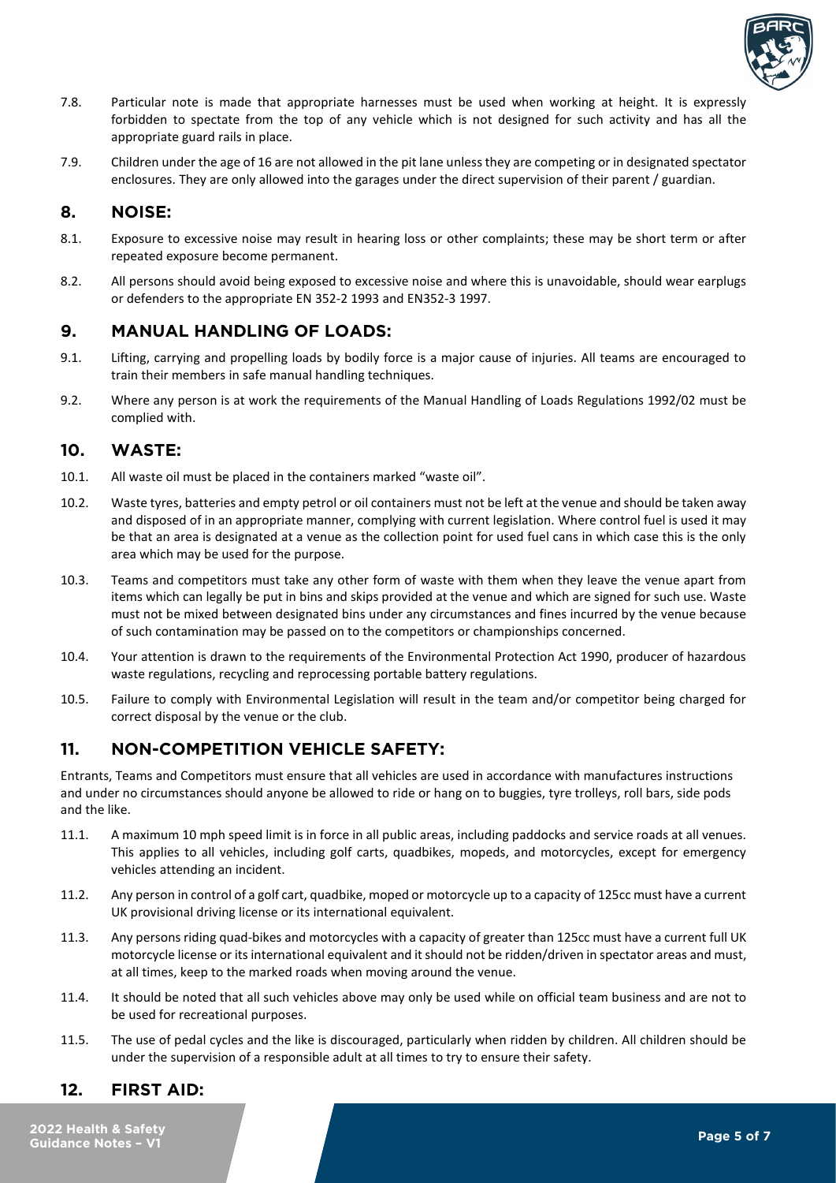7.8. Particular note is made that appropriate harnesses must be used when working at height. It is expressly forbidden to spectate from the top of any vehicle which is not designed for such activity and has all the appropriate guard rails in place.

7.9. Children under the age of 16 are not allowed in the pit lane unless they are competing or in designated spectator enclosures. They are only allowed into the garages under the direct supervision of their parent / guardian.

## 8. NOISE:

8.1. Exposure to excessive noise may result in hearing loss or other complaints; these may be short term or after repeated exposure become permanent.

8.2. All persons should avoid being exposed to excessive noise and where this is unavoidable, should wear earplugs or defenders to the appropriate EN 352-2 1993 and EN352-3 1997.

## 9. MANUAL HANDLING OF LOADS:

9.1. Lifting, carrying and propelling loads by bodily force is a major cause of injuries. All teams are encouraged to train their members in safe manual handling techniques.

9.2. Where any person is at work the requirements of the Manual Handling of Loads Regulations 1992/02 must be complied with.

## 10. WASTE:

10.1. All waste oil must be placed in the containers marked "waste oil".

10.2. Waste tyres, batteries and empty petrol or oil containers must not be left at the venue and should be taken away and disposed of in an appropriate manner, complying with current legislation. Where control fuel is used it may be that an area is designated at a venue as the collection point for used fuel cans in which case this is the only area which may be used for the purpose.

10.3. Teams and competitors must take any other form of waste with them when they leave the venue apart from items which can legally be put in bins and skips provided at the venue and which are signed for such use. Waste must not be mixed between designated bins under any circumstances and fines incurred by the venue because of such contamination may be passed on to the competitors or championships concerned.

10.4. Your attention is drawn to the requirements of the Environmental Protection Act 1990, producer of hazardous waste regulations, recycling and reprocessing portable battery regulations.

10.5. Failure to comply with Environmental Legislation will result in the team and/or competitor being charged for correct disposal by the venue or the club.

## 11. NON-COMPETITION VEHICLE SAFETY:

Entrants, Teams and Competitors must ensure that all vehicles are used in accordance with manufactures instructions and under no circumstances should anyone be allowed to ride or hang on to buggies, tyre trolleys, roll bars, side pods and the like.

11.1. A maximum 10 mph speed limit is in force in all public areas, including paddocks and service roads at all venues. This applies to all vehicles, including golf carts, quadbikes, mopeds, and motorcycles, except for emergency vehicles attending an incident.

11.2. Any person in control of a golf cart, quadbike, moped or motorcycle up to a capacity of 125cc must have a current UK provisional driving license or its international equivalent.

11.3. Any persons riding quad-bikes and motorcycles with a capacity of greater than 125cc must have a current full UK motorcycle license or its international equivalent and it should not be ridden/driven in spectator areas and must, at all times, keep to the marked roads when moving around the venue.

11.4. It should be noted that all such vehicles above may only be used while on official team business and are not to be used for recreational purposes.

11.5. The use of pedal cycles and the like is discouraged, particularly when ridden by children. All children should be under the supervision of a responsible adult at all times to try to ensure their safety.

## 12. FIRST AID: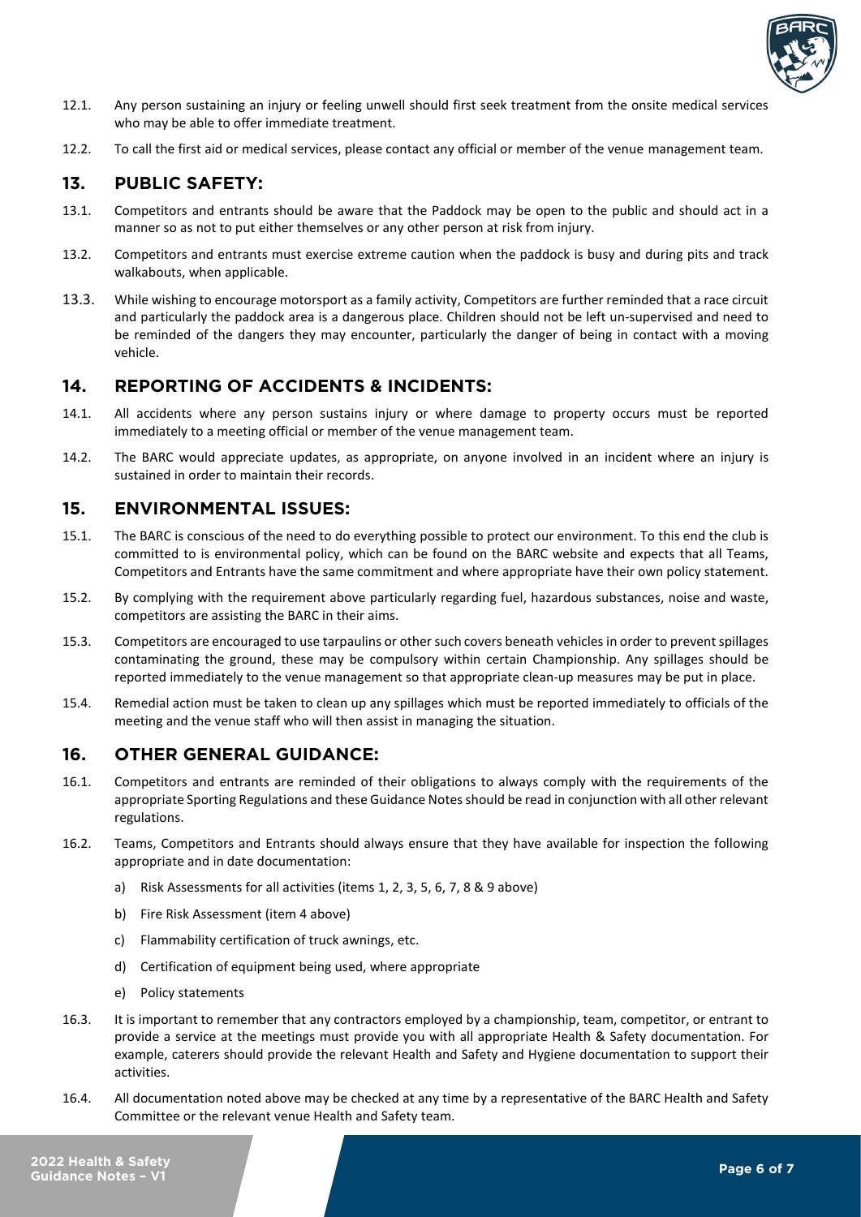12.1. Any person sustaining an injury or feeling unwell should first seek treatment from the onsite medical services who may be able to offer immediate treatment.

12.2. To call the first aid or medical services, please contact any official or member of the venue management team.

## 13. PUBLIC SAFETY:

13.1. Competitors and entrants should be aware that the Paddock may be open to the public and should act in a manner so as not to put either themselves or any other person at risk from injury.

13.2. Competitors and entrants must exercise extreme caution when the paddock is busy and during pits and track walkabouts, when applicable.

13.3. While wishing to encourage motorsport as a family activity, Competitors are further reminded that a race circuit and particularly the paddock area is a dangerous place. Children should not be left un-supervised and need to be reminded of the dangers they may encounter, particularly the danger of being in contact with a moving vehicle.

## 14. REPORTING OF ACCIDENTS & INCIDENTS:

14.1. All accidents where any person sustains injury or where damage to property occurs must be reported immediately to a meeting official or member of the venue management team.

14.2. The BARC would appreciate updates, as appropriate, on anyone involved in an incident where an injury is sustained in order to maintain their records.

## 15. ENVIRONMENTAL ISSUES:

15.1. The BARC is conscious of the need to do everything possible to protect our environment. To this end the club is committed to is environmental policy, which can be found on the BARC website and expects that all Teams, Competitors and Entrants have the same commitment and where appropriate have their own policy statement.

15.2. By complying with the requirement above particularly regarding fuel, hazardous substances, noise and waste, competitors are assisting the BARC in their aims.

15.3. Competitors are encouraged to use tarpaulins or other such covers beneath vehicles in order to prevent spillages contaminating the ground, these may be compulsory within certain Championship. Any spillages should be reported immediately to the venue management so that appropriate clean-up measures may be put in place.

15.4. Remedial action must be taken to clean up any spillages which must be reported immediately to officials of the meeting and the venue staff who will then assist in managing the situation.

## 16. OTHER GENERAL GUIDANCE:

16.1. Competitors and entrants are reminded of their obligations to always comply with the requirements of the appropriate Sporting Regulations and these Guidance Notes should be read in conjunction with all other relevant regulations.

16.2. Teams, Competitors and Entrants should always ensure that they have available for inspection the following appropriate and in date documentation:

a) Risk Assessments for all activities (items 1, 2, 3, 5, 6, 7, 8 & 9 above)

b) Fire Risk Assessment (item 4 above)

c) Flammability certification of truck awnings, etc.

d) Certification of equipment being used, where appropriate

e) Policy statements

16.3. It is important to remember that any contractors employed by a championship, team, competitor, or entrant to provide a service at the meetings must provide you with all appropriate Health & Safety documentation. For example, caterers should provide the relevant Health and Safety and Hygiene documentation to support their activities.

16.4. All documentation noted above may be checked at any time by a representative of the BARC Health and Safety Committee or the relevant venue Health and Safety team.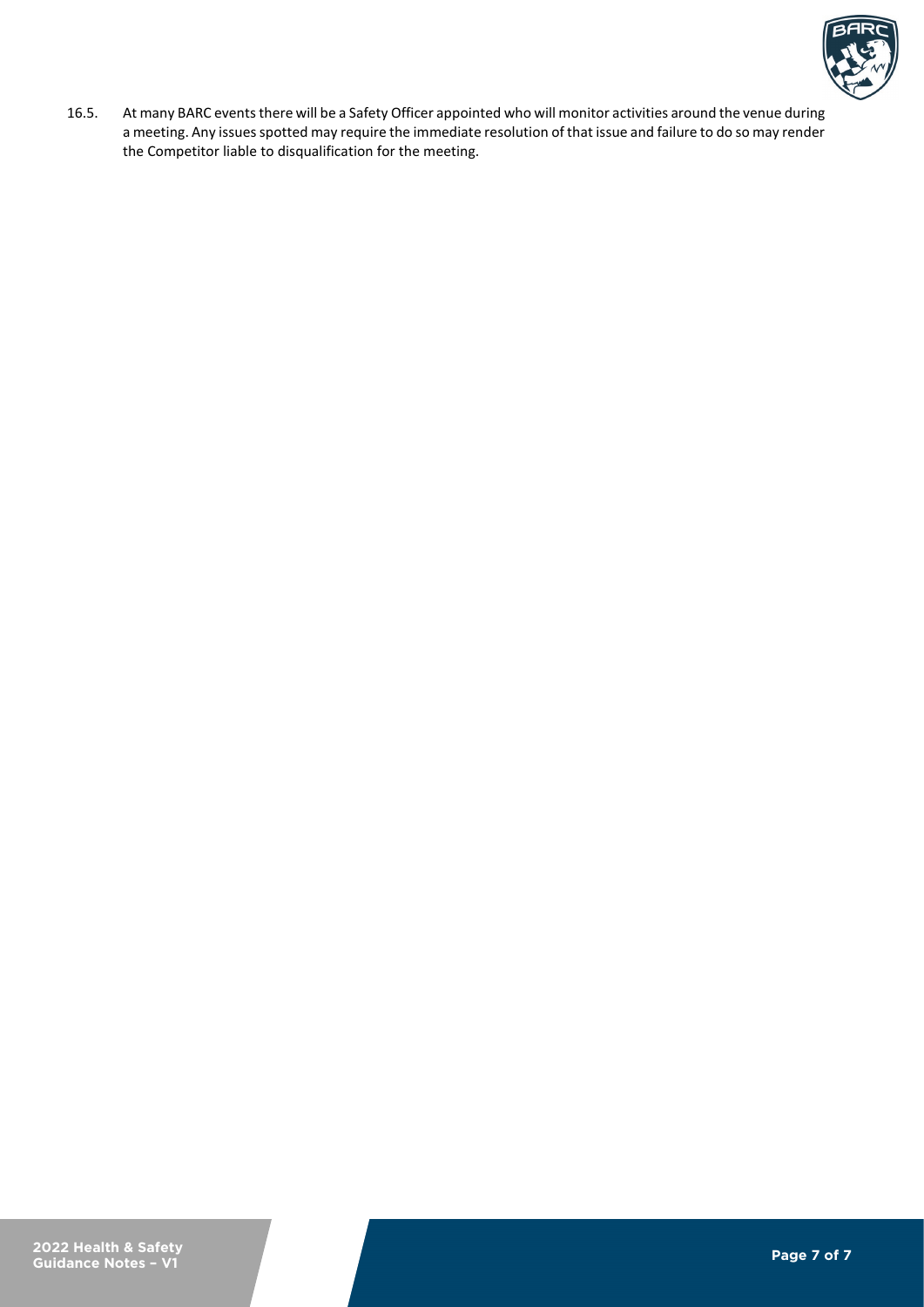16.5. At many BARC events there will be a Safety Officer appointed who will monitor activities around the venue during a meeting. Any issues spotted may require the immediate resolution of that issue and failure to do so may render the Competitor liable to disqualification for the meeting.